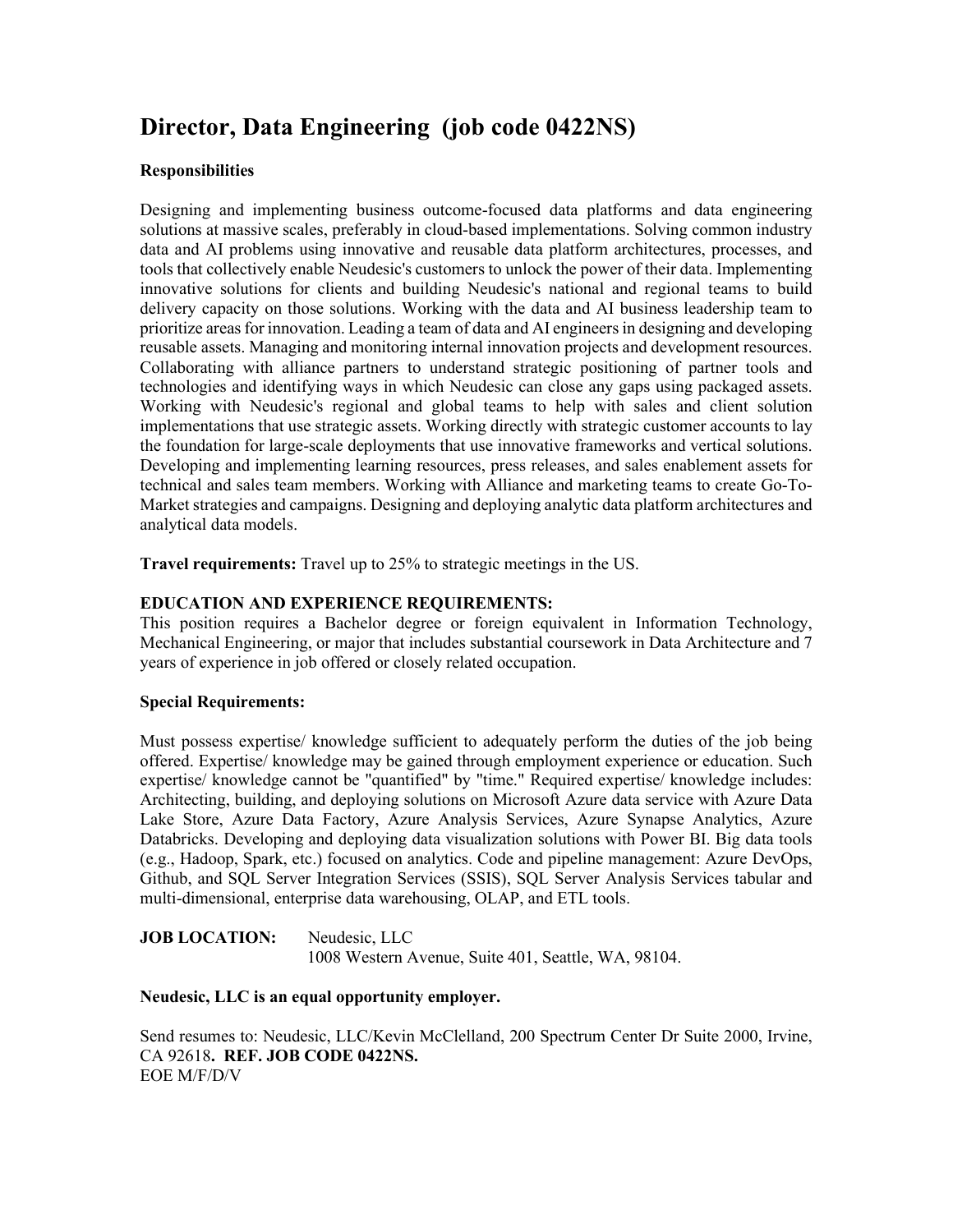# Director, Data Engineering (job code 0422NS)

**Responsibilities**

Designing and implementing business outcome-focused data platforms and data engineering solutions at massive scales, preferably in cloud-based implementations. Solving common industry data and AI problems using innovative and reusable data platform architectures, processes, and tools that collectively enable Neudesic's customers to unlock the power of their data. Implementing innovative solutions for clients and building Neudesic's national and regional teams to build delivery capacity on those solutions. Working with the data and AI business leadership team to prioritize areas for innovation. Leading a team of data and AI engineers in designing and developing reusable assets. Managing and monitoring internal innovation projects and development resources. Collaborating with alliance partners to understand strategic positioning of partner tools and technologies and identifying ways in which Neudesic can close any gaps using packaged assets. Working with Neudesic's regional and global teams to help with sales and client solution implementations that use strategic assets. Working directly with strategic customer accounts to lay the foundation for large-scale deployments that use innovative frameworks and vertical solutions. Developing and implementing learning resources, press releases, and sales enablement assets for technical and sales team members. Working with Alliance and marketing teams to create Go-To-Market strategies and campaigns. Designing and deploying analytic data platform architectures and analytical data models.

**Travel requirements:** Travel up to 25% to strategic meetings in the US.

**EDUCATION AND EXPERIENCE REQUIREMENTS:**
This position requires a Bachelor degree or foreign equivalent in Information Technology, Mechanical Engineering, or major that includes substantial coursework in Data Architecture and 7 years of experience in job offered or closely related occupation.

**Special Requirements:**

Must possess expertise/ knowledge sufficient to adequately perform the duties of the job being offered. Expertise/ knowledge may be gained through employment experience or education. Such expertise/ knowledge cannot be "quantified" by "time." Required expertise/ knowledge includes: Architecting, building, and deploying solutions on Microsoft Azure data service with Azure Data Lake Store, Azure Data Factory, Azure Analysis Services, Azure Synapse Analytics, Azure Databricks. Developing and deploying data visualization solutions with Power BI. Big data tools (e.g., Hadoop, Spark, etc.) focused on analytics. Code and pipeline management: Azure DevOps, Github, and SQL Server Integration Services (SSIS), SQL Server Analysis Services tabular and multi-dimensional, enterprise data warehousing, OLAP, and ETL tools.

**JOB LOCATION:** Neudesic, LLC
1008 Western Avenue, Suite 401, Seattle, WA, 98104.

**Neudesic, LLC is an equal opportunity employer.**

Send resumes to: Neudesic, LLC/Kevin McClelland, 200 Spectrum Center Dr Suite 2000, Irvine, CA 92618**. REF. JOB CODE 0422NS.**
EOE M/F/D/V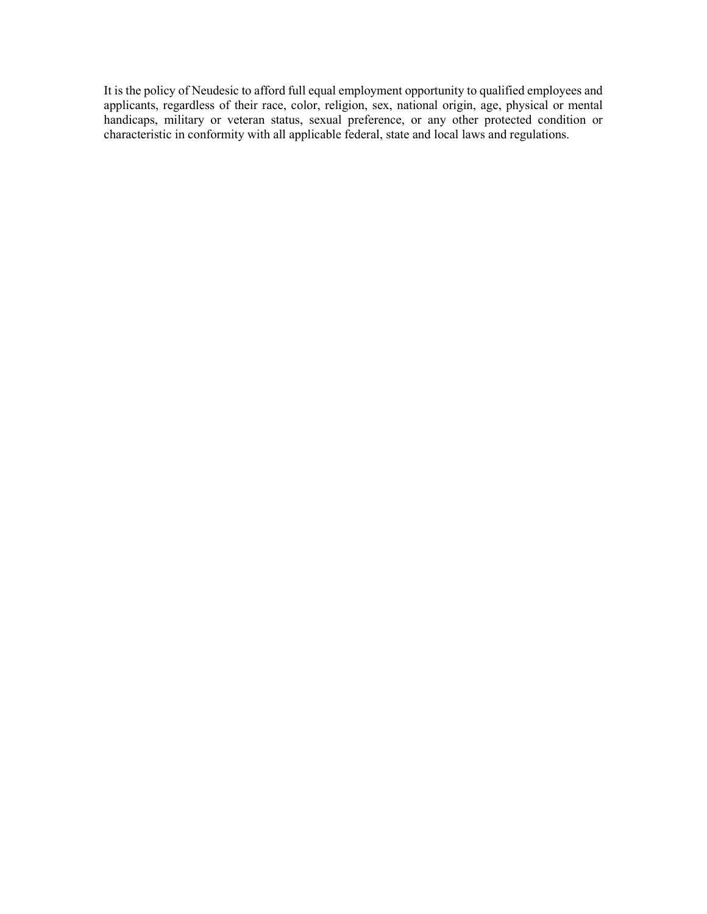It is the policy of Neudesic to afford full equal employment opportunity to qualified employees and applicants, regardless of their race, color, religion, sex, national origin, age, physical or mental handicaps, military or veteran status, sexual preference, or any other protected condition or characteristic in conformity with all applicable federal, state and local laws and regulations.